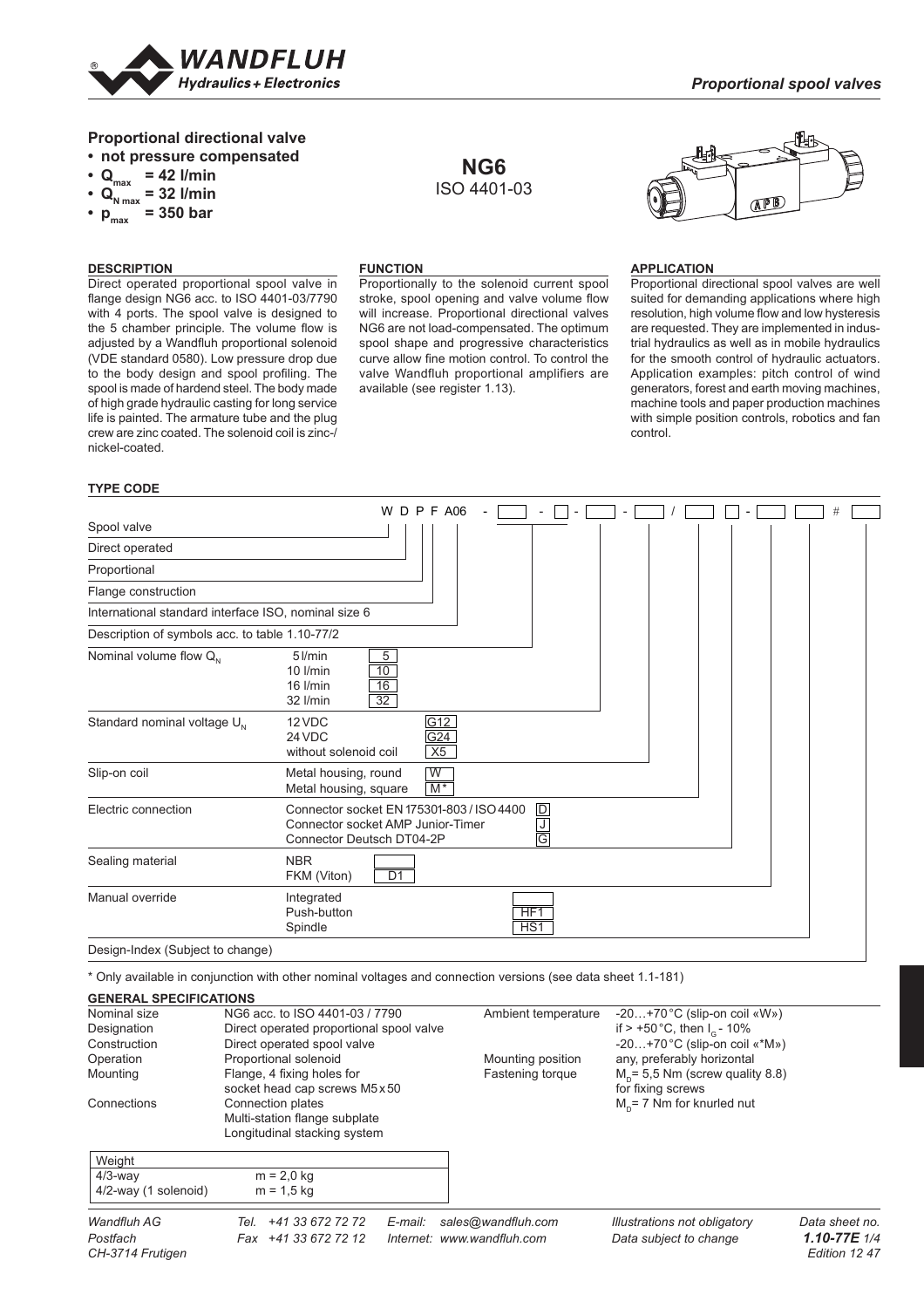# Proportional directional valve

- **not pressure compensated**
- **$Q_{max}$ = 42 l/min**
- **$Q_{N\,max}$ = 32 l/min**
- **$p_{max}$ = 350 bar**

**NG6**
ISO 4401-03

## DESCRIPTION

Direct operated proportional spool valve in flange design NG6 acc. to ISO 4401-03/7790 with 4 ports. The spool valve is designed to the 5 chamber principle. The volume flow is adjusted by a Wandfluh proportional solenoid (VDE standard 0580). Low pressure drop due to the body design and spool profiling. The spool is made of hardend steel. The body made of high grade hydraulic casting for long service life is painted. The armature tube and the plug crew are zinc coated. The solenoid coil is zinc-/nickel-coated.

## FUNCTION

Proportionally to the solenoid current spool stroke, spool opening and valve volume flow will increase. Proportional directional valves NG6 are not load-compensated. The optimum spool shape and progressive characteristics curve allow fine motion control. To control the valve Wandfluh proportional amplifiers are available (see register 1.13).

## APPLICATION

Proportional directional spool valves are well suited for demanding applications where high resolution, high volume flow and low hysteresis are requested. They are implemented in industrial hydraulics as well as in mobile hydraulics for the smooth control of hydraulic actuators. Application examples: pitch control of wind generators, forest and earth moving machines, machine tools and paper production machines with simple position controls, robotics and fan control.

## TYPE CODE

W D P F A06 - [ ] - [ ] - [ ] - [ ] / [ ] [ ] - [ ] [ ] # [ ]

| Position | Option | Code |
|---|---|---|
| Spool valve | | W |
| Direct operated | | D |
| Proportional | | P |
| Flange construction | | F |
| International standard interface ISO, nominal size 6 | | A06 |
| Description of symbols acc. to table 1.10-77/2 | | |
| Nominal volume flow $Q_N$ | 5 l/min | 5 |
| | 10 l/min | 10 |
| | 16 l/min | 16 |
| | 32 l/min | 32 |
| Standard nominal voltage $U_N$ | 12 VDC | G12 |
| | 24 VDC | G24 |
| | without solenoid coil | X5 |
| Slip-on coil | Metal housing, round | W |
| | Metal housing, square | M* |
| Electric connection | Connector socket EN 175301-803 / ISO 4400 | D |
| | Connector socket AMP Junior-Timer | J |
| | Connector Deutsch DT04-2P | G |
| Sealing material | NBR | |
| | FKM (Viton) | D1 |
| Manual override | Integrated | |
| | Push-button | HF1 |
| | Spindle | HS1 |
| Design-Index (Subject to change) | | |

\* Only available in conjunction with other nominal voltages and connection versions (see data sheet 1.1-181)

## GENERAL SPECIFICATIONS

| | |
|---|---|
| Nominal size | NG6 acc. to ISO 4401-03 / 7790 |
| Designation | Direct operated proportional spool valve |
| Construction | Direct operated spool valve |
| Operation | Proportional solenoid |
| Mounting | Flange, 4 fixing holes for socket head cap screws M5 x 50 |
| Connections | Connection plates<br>Multi-station flange subplate<br>Longitudinal stacking system |
| Ambient temperature | -20…+70 °C (slip-on coil «W»)<br>if > +50 °C, then $I_G$ - 10%<br>-20…+70 °C (slip-on coil «*M») |
| Mounting position | any, preferably horizontal |
| Fastening torque | $M_D$ = 5,5 Nm (screw quality 8.8) for fixing screws<br>$M_D$ = 7 Nm for knurled nut |

| Weight | |
|---|---|
| 4/3-way | m = 2,0 kg |
| 4/2-way (1 solenoid) | m = 1,5 kg |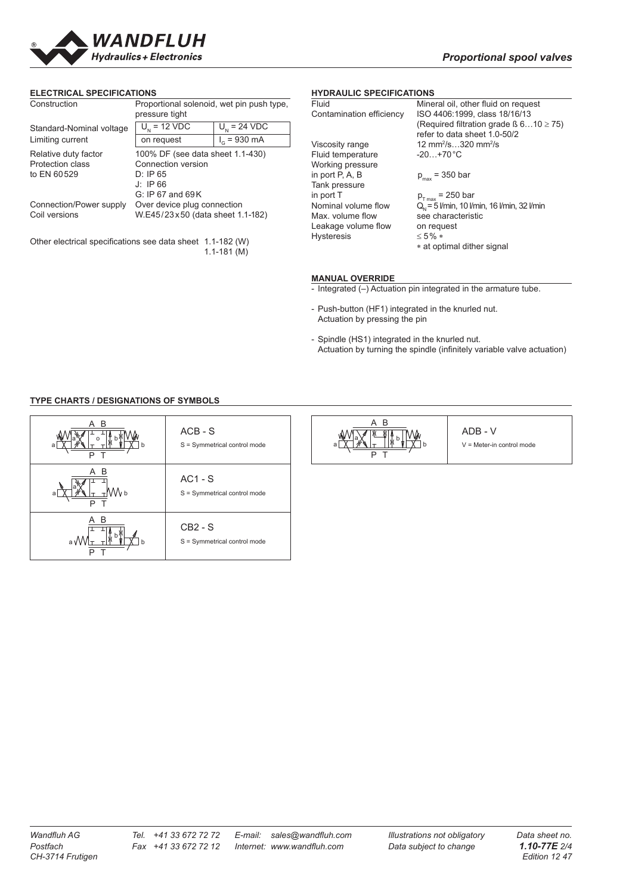## ELECTRICAL SPECIFICATIONS

| | | |
|---|---|---|
| Construction | Proportional solenoid, wet pin push type, pressure tight | |
| Standard-Nominal voltage | $U_N$ = 12 VDC | $U_N$ = 24 VDC |
| Limiting current | on request | $I_G$ = 930 mA |
| Relative duty factor | 100% DF (see data sheet 1.1-430) | |
| Protection class to EN 60529 | Connection version<br>D: IP 65<br>J: IP 66<br>G: IP 67 and 69K | |
| Connection/Power supply | Over device plug connection | |
| Coil versions | W.E45/23x50 (data sheet 1.1-182) | |

Other electrical specifications see data sheet 1.1-182 (W)
1.1-181 (M)

## HYDRAULIC SPECIFICATIONS

| | |
|---|---|
| Fluid | Mineral oil, other fluid on request |
| Contamination efficiency | ISO 4406:1999, class 18/16/13<br>(Required filtration grade ß 6…10 ≥ 75)<br>refer to data sheet 1.0-50/2 |
| Viscosity range | 12 mm²/s…320 mm²/s |
| Fluid temperature | -20…+70 °C |
| Working pressure in port P, A, B | $p_{max}$ = 350 bar |
| Tank pressure in port T | $p_{T\,max}$ = 250 bar |
| Nominal volume flow | $Q_N$ = 5 l/min, 10 l/min, 16 l/min, 32 l/min |
| Max. volume flow | see characteristic |
| Leakage volume flow | on request |
| Hysteresis | ≤ 5% *<br>* at optimal dither signal |

## MANUAL OVERRIDE

- Integrated (–) Actuation pin integrated in the armature tube.
- Push-button (HF1) integrated in the knurled nut. Actuation by pressing the pin
- Spindle (HS1) integrated in the knurled nut. Actuation by turning the spindle (infinitely variable valve actuation)

## TYPE CHARTS / DESIGNATIONS OF SYMBOLS

| Symbol | Designation |
|---|---|
| | ACB - S<br>S = Symmetrical control mode |
| | AC1 - S<br>S = Symmetrical control mode |
| | CB2 - S<br>S = Symmetrical control mode |
| | ADB - V<br>V = Meter-in control mode |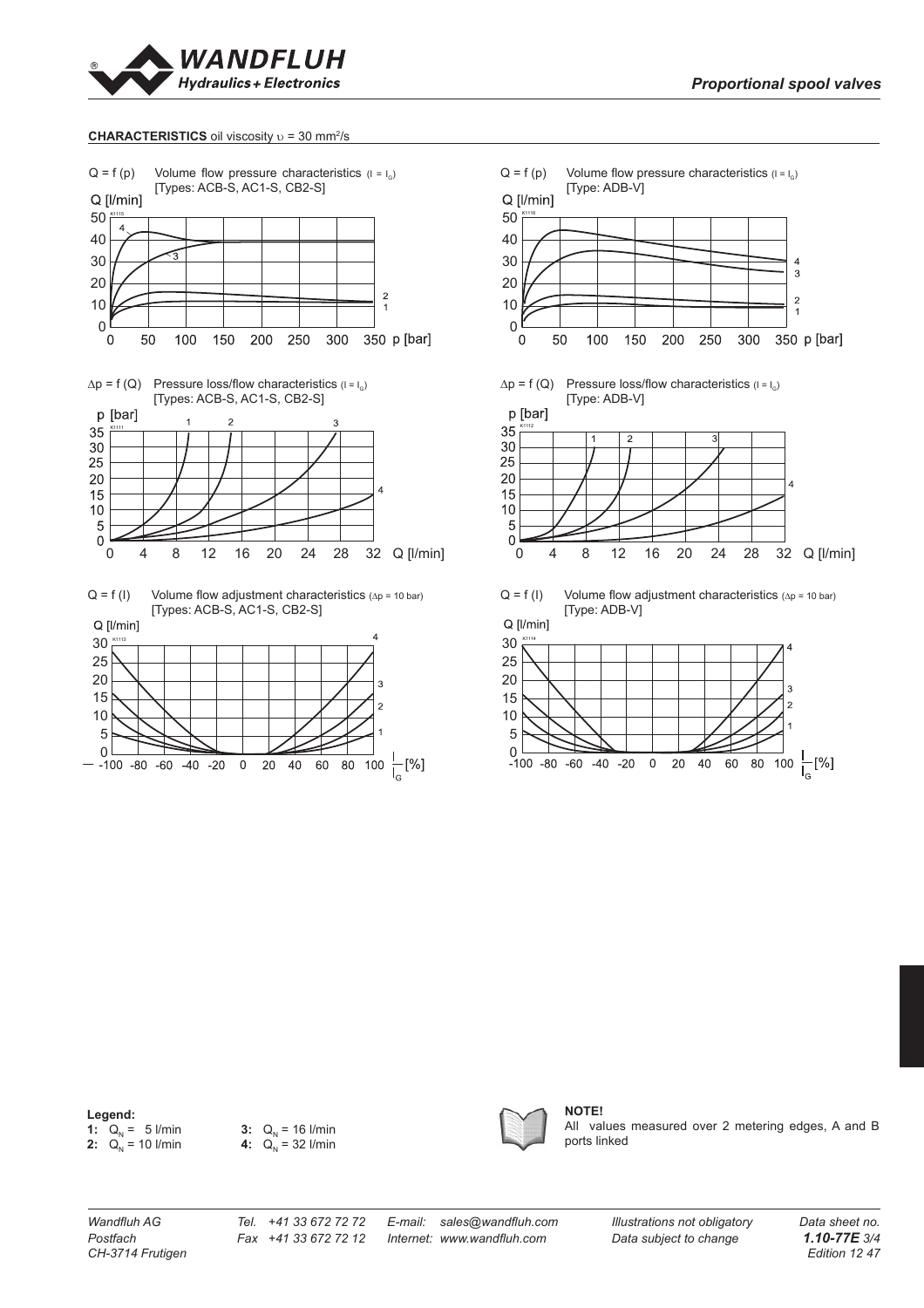**CHARACTERISTICS** oil viscosity $\upsilon$ = 30 mm²/s

$Q = f(p)$ Volume flow pressure characteristics ($I = I_G$)
[Types: ACB-S, AC1-S, CB2-S]

$Q = f(p)$ Volume flow pressure characteristics ($I = I_G$)
[Type: ADB-V]

$\Delta p = f(Q)$ Pressure loss/flow characteristics ($I = I_G$)
[Types: ACB-S, AC1-S, CB2-S]

$\Delta p = f(Q)$ Pressure loss/flow characteristics ($I = I_G$)
[Type: ADB-V]

$Q = f(I)$ Volume flow adjustment characteristics ($\Delta p$ = 10 bar)
[Types: ACB-S, AC1-S, CB2-S]

$Q = f(I)$ Volume flow adjustment characteristics ($\Delta p$ = 10 bar)
[Type: ADB-V]

**Legend:**

**1:** $Q_N$ = 5 l/min
**2:** $Q_N$ = 10 l/min
**3:** $Q_N$ = 16 l/min
**4:** $Q_N$ = 32 l/min

**NOTE!**
All values measured over 2 metering edges, A and B ports linked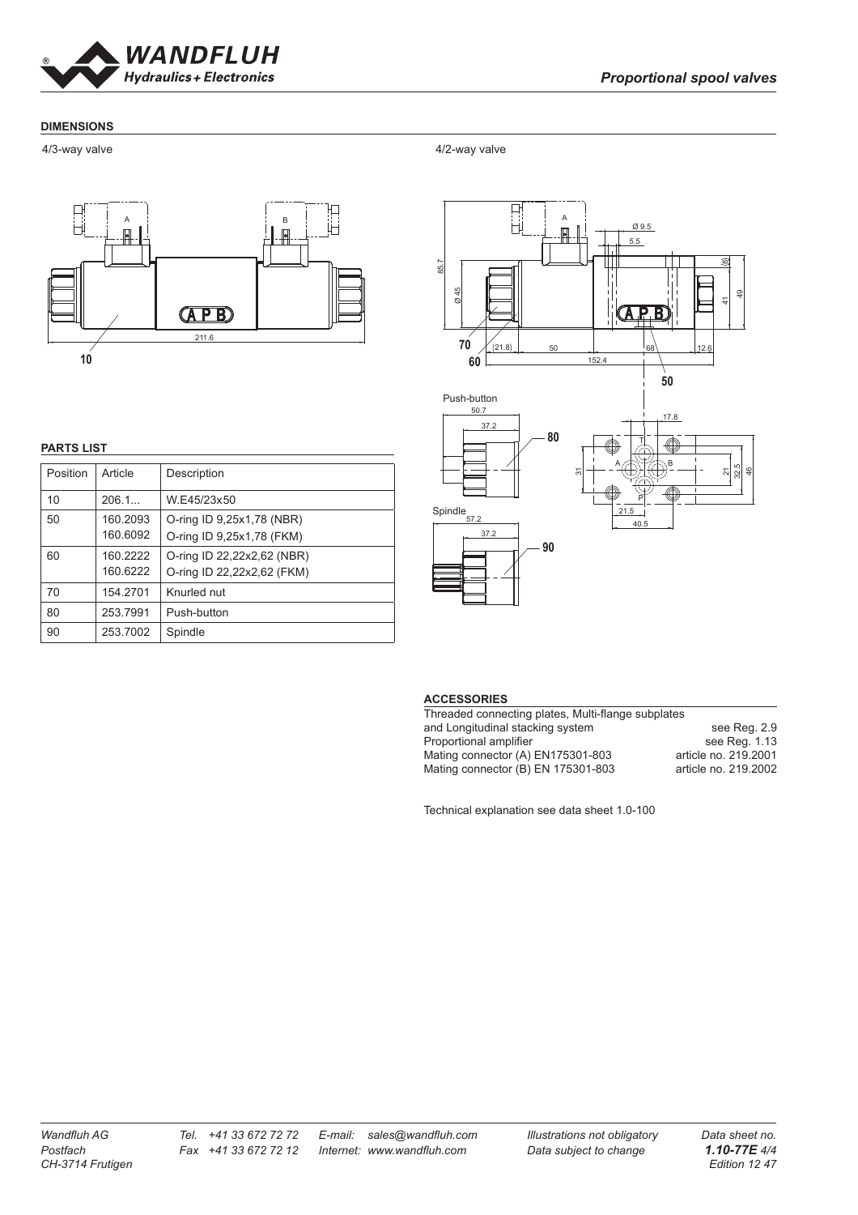## DIMENSIONS

4/3-way valve

A
B
A P B
211.6
10

4/2-way valve

A
Ø 9.5
5.5
85.7
Ø 45
(8)
41
49
A P B
70
(21.8)
50
68
12.6
60
152.4
50

Push-button
50.7
37.2
80

Spindle
57.2
37.2
90

17.8
T
A
B
P
31
21
32.5
46
21.5
40.5

## PARTS LIST

| Position | Article | Description |
|---|---|---|
| 10 | 206.1... | W.E45/23x50 |
| 50 | 160.2093<br>160.6092 | O-ring ID 9,25x1,78 (NBR)<br>O-ring ID 9,25x1,78 (FKM) |
| 60 | 160.2222<br>160.6222 | O-ring ID 22,22x2,62 (NBR)<br>O-ring ID 22,22x2,62 (FKM) |
| 70 | 154.2701 | Knurled nut |
| 80 | 253.7991 | Push-button |
| 90 | 253.7002 | Spindle |

## ACCESSORIES

| | |
|---|---|
| Threaded connecting plates, Multi-flange subplates and Longitudinal stacking system | see Reg. 2.9 |
| Proportional amplifier | see Reg. 1.13 |
| Mating connector (A) EN175301-803 | article no. 219.2001 |
| Mating connector (B) EN 175301-803 | article no. 219.2002 |

Technical explanation see data sheet 1.0-100